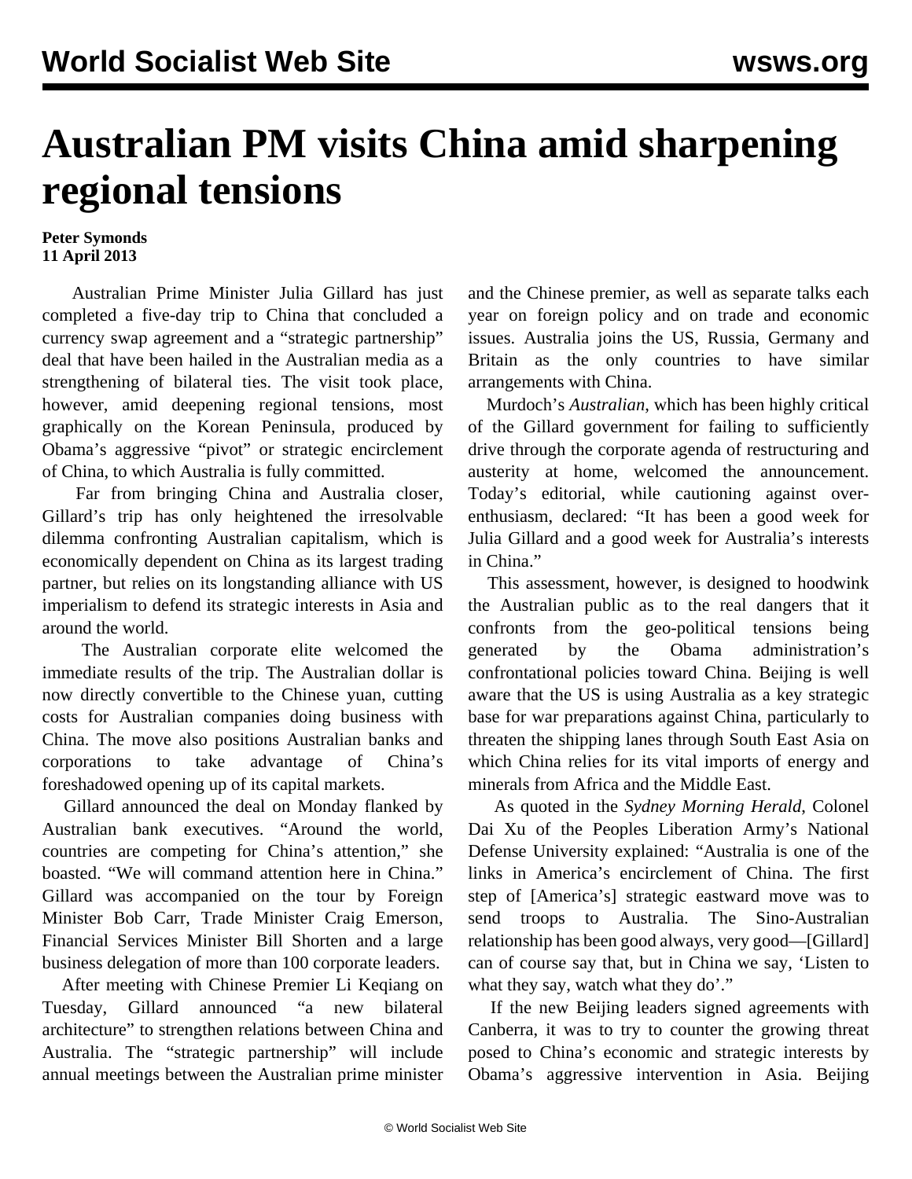# Australian PM visits China amid sharpening regional tensions

**Peter Symonds**
**11 April 2013**

Australian Prime Minister Julia Gillard has just completed a five-day trip to China that concluded a currency swap agreement and a "strategic partnership" deal that have been hailed in the Australian media as a strengthening of bilateral ties. The visit took place, however, amid deepening regional tensions, most graphically on the Korean Peninsula, produced by Obama's aggressive "pivot" or strategic encirclement of China, to which Australia is fully committed.

Far from bringing China and Australia closer, Gillard's trip has only heightened the irresolvable dilemma confronting Australian capitalism, which is economically dependent on China as its largest trading partner, but relies on its longstanding alliance with US imperialism to defend its strategic interests in Asia and around the world.

The Australian corporate elite welcomed the immediate results of the trip. The Australian dollar is now directly convertible to the Chinese yuan, cutting costs for Australian companies doing business with China. The move also positions Australian banks and corporations to take advantage of China's foreshadowed opening up of its capital markets.

Gillard announced the deal on Monday flanked by Australian bank executives. "Around the world, countries are competing for China's attention," she boasted. "We will command attention here in China." Gillard was accompanied on the tour by Foreign Minister Bob Carr, Trade Minister Craig Emerson, Financial Services Minister Bill Shorten and a large business delegation of more than 100 corporate leaders.

After meeting with Chinese Premier Li Keqiang on Tuesday, Gillard announced "a new bilateral architecture" to strengthen relations between China and Australia. The "strategic partnership" will include annual meetings between the Australian prime minister and the Chinese premier, as well as separate talks each year on foreign policy and on trade and economic issues. Australia joins the US, Russia, Germany and Britain as the only countries to have similar arrangements with China.

Murdoch's *Australian*, which has been highly critical of the Gillard government for failing to sufficiently drive through the corporate agenda of restructuring and austerity at home, welcomed the announcement. Today's editorial, while cautioning against over-enthusiasm, declared: "It has been a good week for Julia Gillard and a good week for Australia's interests in China."

This assessment, however, is designed to hoodwink the Australian public as to the real dangers that it confronts from the geo-political tensions being generated by the Obama administration's confrontational policies toward China. Beijing is well aware that the US is using Australia as a key strategic base for war preparations against China, particularly to threaten the shipping lanes through South East Asia on which China relies for its vital imports of energy and minerals from Africa and the Middle East.

As quoted in the *Sydney Morning Herald*, Colonel Dai Xu of the Peoples Liberation Army's National Defense University explained: "Australia is one of the links in America's encirclement of China. The first step of [America's] strategic eastward move was to send troops to Australia. The Sino-Australian relationship has been good always, very good—[Gillard] can of course say that, but in China we say, 'Listen to what they say, watch what they do'."

If the new Beijing leaders signed agreements with Canberra, it was to try to counter the growing threat posed to China's economic and strategic interests by Obama's aggressive intervention in Asia. Beijing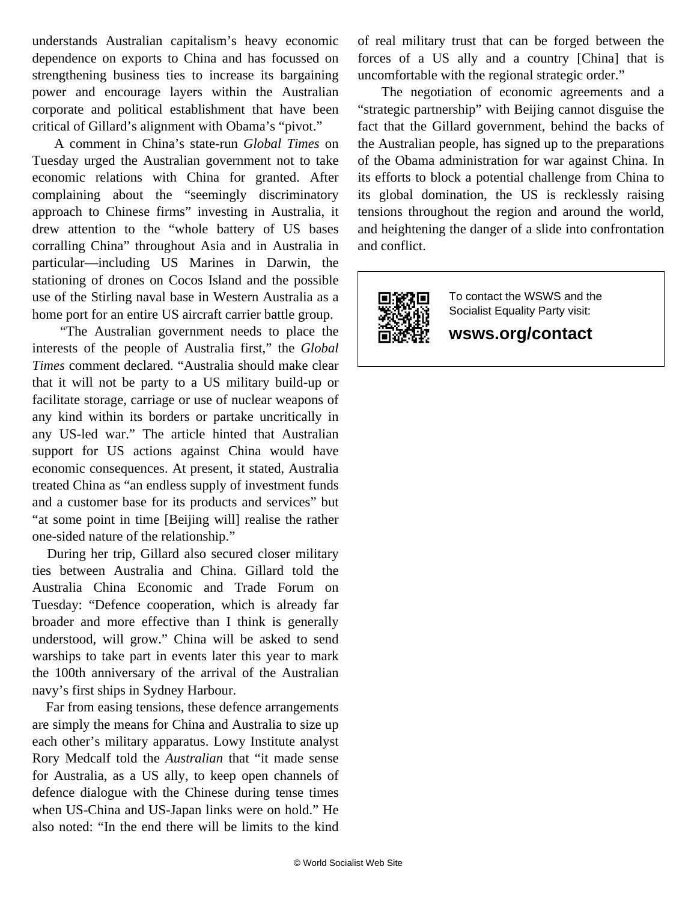understands Australian capitalism's heavy economic dependence on exports to China and has focussed on strengthening business ties to increase its bargaining power and encourage layers within the Australian corporate and political establishment that have been critical of Gillard's alignment with Obama's "pivot."

A comment in China's state-run *Global Times* on Tuesday urged the Australian government not to take economic relations with China for granted. After complaining about the "seemingly discriminatory approach to Chinese firms" investing in Australia, it drew attention to the "whole battery of US bases corralling China" throughout Asia and in Australia in particular—including US Marines in Darwin, the stationing of drones on Cocos Island and the possible use of the Stirling naval base in Western Australia as a home port for an entire US aircraft carrier battle group.

"The Australian government needs to place the interests of the people of Australia first," the *Global Times* comment declared. "Australia should make clear that it will not be party to a US military build-up or facilitate storage, carriage or use of nuclear weapons of any kind within its borders or partake uncritically in any US-led war." The article hinted that Australian support for US actions against China would have economic consequences. At present, it stated, Australia treated China as "an endless supply of investment funds and a customer base for its products and services" but "at some point in time [Beijing will] realise the rather one-sided nature of the relationship."

During her trip, Gillard also secured closer military ties between Australia and China. Gillard told the Australia China Economic and Trade Forum on Tuesday: "Defence cooperation, which is already far broader and more effective than I think is generally understood, will grow." China will be asked to send warships to take part in events later this year to mark the 100th anniversary of the arrival of the Australian navy's first ships in Sydney Harbour.

Far from easing tensions, these defence arrangements are simply the means for China and Australia to size up each other's military apparatus. Lowy Institute analyst Rory Medcalf told the *Australian* that "it made sense for Australia, as a US ally, to keep open channels of defence dialogue with the Chinese during tense times when US-China and US-Japan links were on hold." He also noted: "In the end there will be limits to the kind of real military trust that can be forged between the forces of a US ally and a country [China] that is uncomfortable with the regional strategic order."

The negotiation of economic agreements and a "strategic partnership" with Beijing cannot disguise the fact that the Gillard government, behind the backs of the Australian people, has signed up to the preparations of the Obama administration for war against China. In its efforts to block a potential challenge from China to its global domination, the US is recklessly raising tensions throughout the region and around the world, and heightening the danger of a slide into confrontation and conflict.

To contact the WSWS and the Socialist Equality Party visit:

**wsws.org/contact**